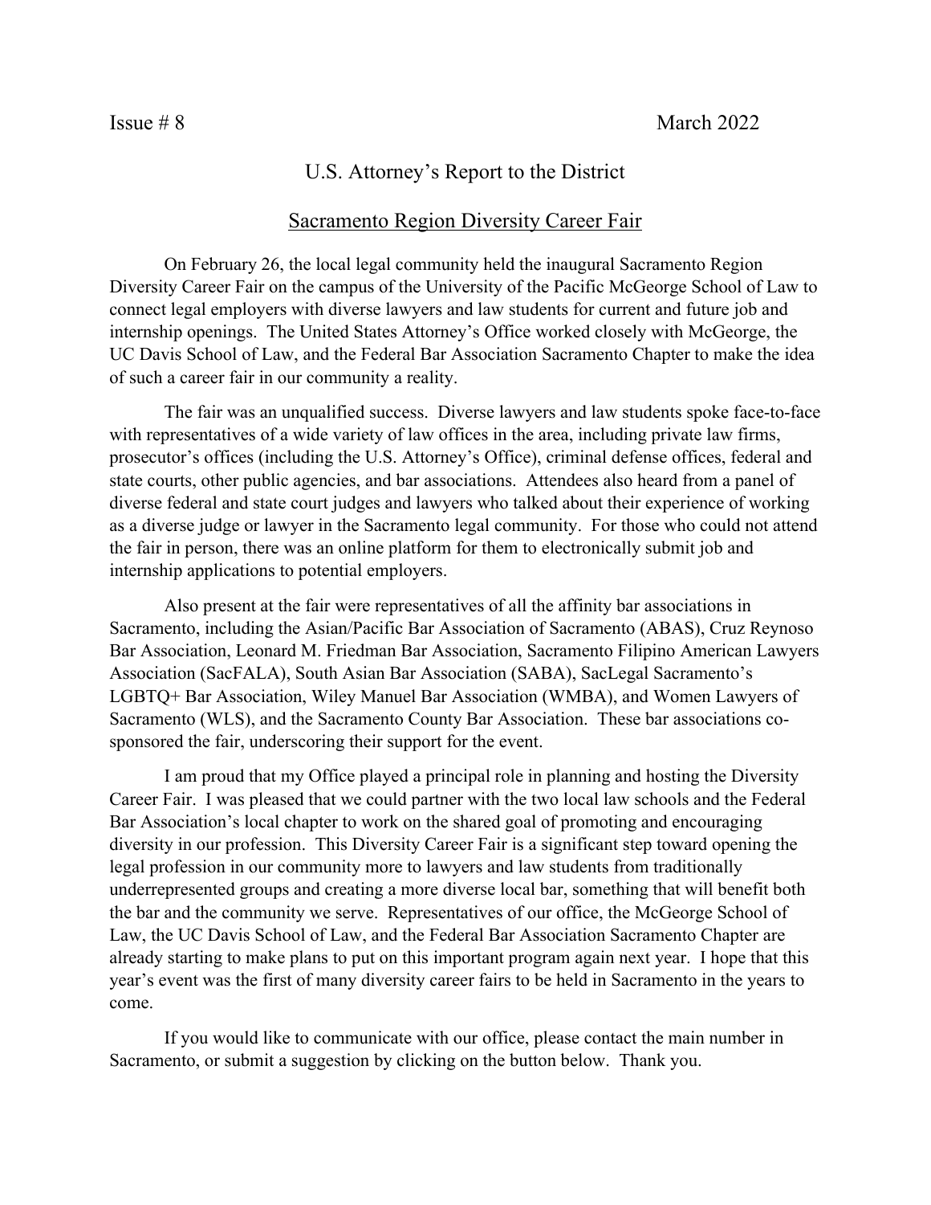Issue # 8 March 2022

# U.S. Attorney's Report to the District

## Sacramento Region Diversity Career Fair

On February 26, the local legal community held the inaugural Sacramento Region Diversity Career Fair on the campus of the University of the Pacific McGeorge School of Law to connect legal employers with diverse lawyers and law students for current and future job and internship openings. The United States Attorney's Office worked closely with McGeorge, the UC Davis School of Law, and the Federal Bar Association Sacramento Chapter to make the idea of such a career fair in our community a reality.

The fair was an unqualified success. Diverse lawyers and law students spoke face-to-face with representatives of a wide variety of law offices in the area, including private law firms, prosecutor's offices (including the U.S. Attorney's Office), criminal defense offices, federal and state courts, other public agencies, and bar associations. Attendees also heard from a panel of diverse federal and state court judges and lawyers who talked about their experience of working as a diverse judge or lawyer in the Sacramento legal community. For those who could not attend the fair in person, there was an online platform for them to electronically submit job and internship applications to potential employers.

Also present at the fair were representatives of all the affinity bar associations in Sacramento, including the Asian/Pacific Bar Association of Sacramento (ABAS), Cruz Reynoso Bar Association, Leonard M. Friedman Bar Association, Sacramento Filipino American Lawyers Association (SacFALA), South Asian Bar Association (SABA), SacLegal Sacramento's LGBTQ+ Bar Association, Wiley Manuel Bar Association (WMBA), and Women Lawyers of Sacramento (WLS), and the Sacramento County Bar Association. These bar associations co-sponsored the fair, underscoring their support for the event.

I am proud that my Office played a principal role in planning and hosting the Diversity Career Fair. I was pleased that we could partner with the two local law schools and the Federal Bar Association's local chapter to work on the shared goal of promoting and encouraging diversity in our profession. This Diversity Career Fair is a significant step toward opening the legal profession in our community more to lawyers and law students from traditionally underrepresented groups and creating a more diverse local bar, something that will benefit both the bar and the community we serve. Representatives of our office, the McGeorge School of Law, the UC Davis School of Law, and the Federal Bar Association Sacramento Chapter are already starting to make plans to put on this important program again next year. I hope that this year's event was the first of many diversity career fairs to be held in Sacramento in the years to come.

If you would like to communicate with our office, please contact the main number in Sacramento, or submit a suggestion by clicking on the button below. Thank you.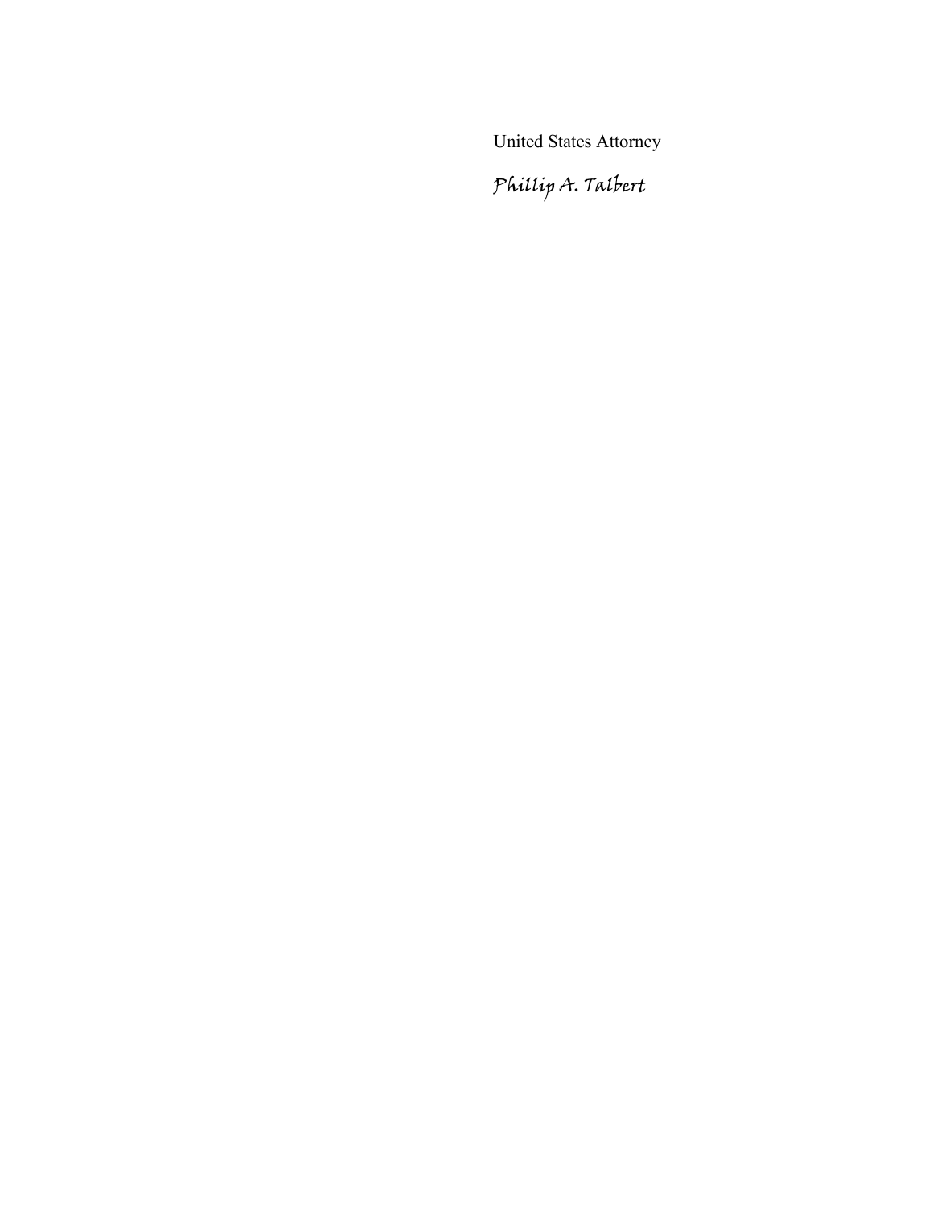United States Attorney

*Phillip A. Talbert*